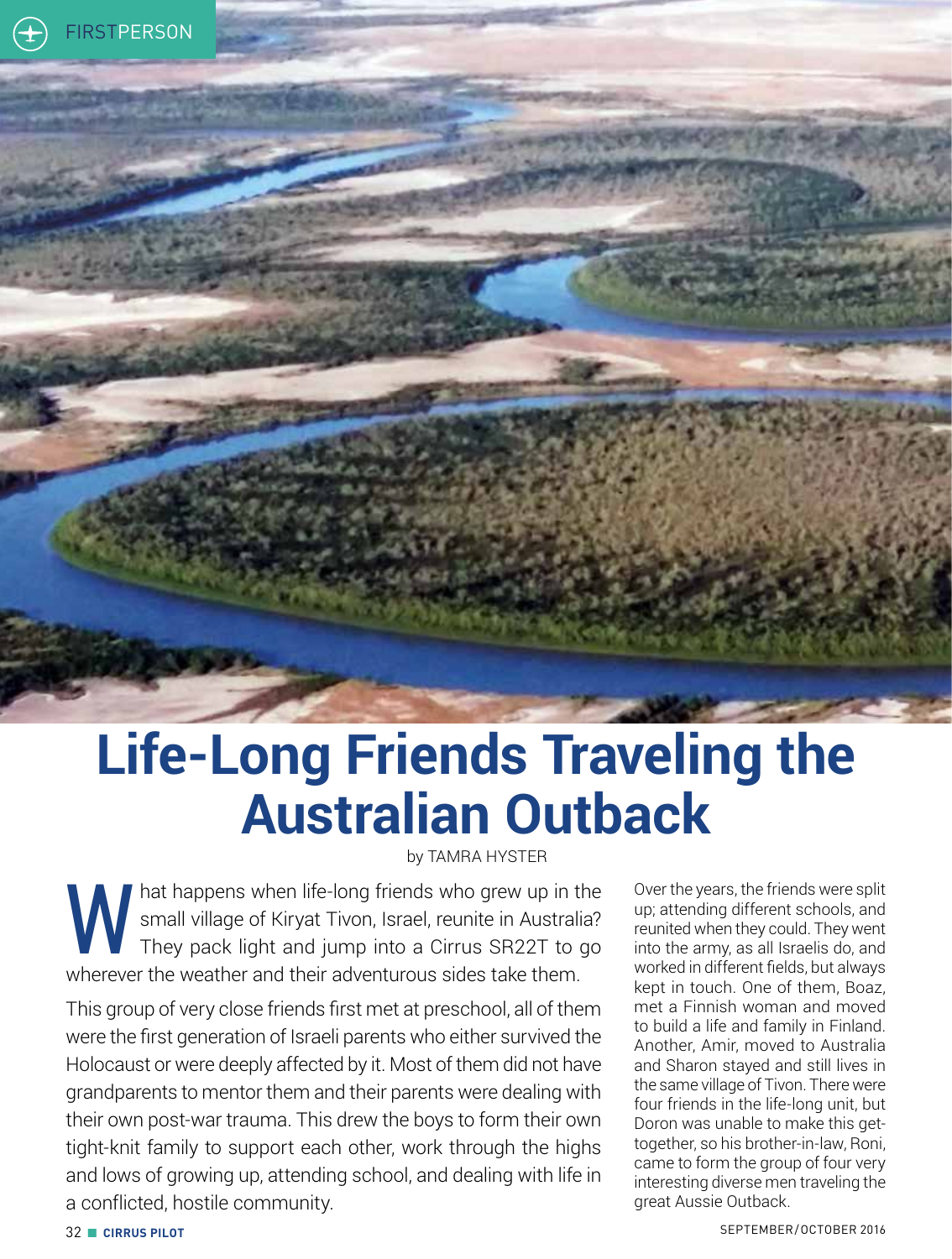# Life-Long Friends Traveling the Australian Outback

by TAMRA HYSTER

What happens when life-long friends who grew up in the small village of Kiryat Tivon, Israel, reunite in Australia? They pack light and jump into a Cirrus SR22T to go wherever the weather and their adventurous sides take them.

This group of very close friends first met at preschool, all of them were the first generation of Israeli parents who either survived the Holocaust or were deeply affected by it. Most of them did not have grandparents to mentor them and their parents were dealing with their own post-war trauma. This drew the boys to form their own tight-knit family to support each other, work through the highs and lows of growing up, attending school, and dealing with life in a conflicted, hostile community.

Over the years, the friends were split up; attending different schools, and reunited when they could. They went into the army, as all Israelis do, and worked in different fields, but always kept in touch. One of them, Boaz, met a Finnish woman and moved to build a life and family in Finland. Another, Amir, moved to Australia and Sharon stayed and still lives in the same village of Tivon. There were four friends in the life-long unit, but Doron was unable to make this get-together, so his brother-in-law, Roni, came to form the group of four very interesting diverse men traveling the great Aussie Outback.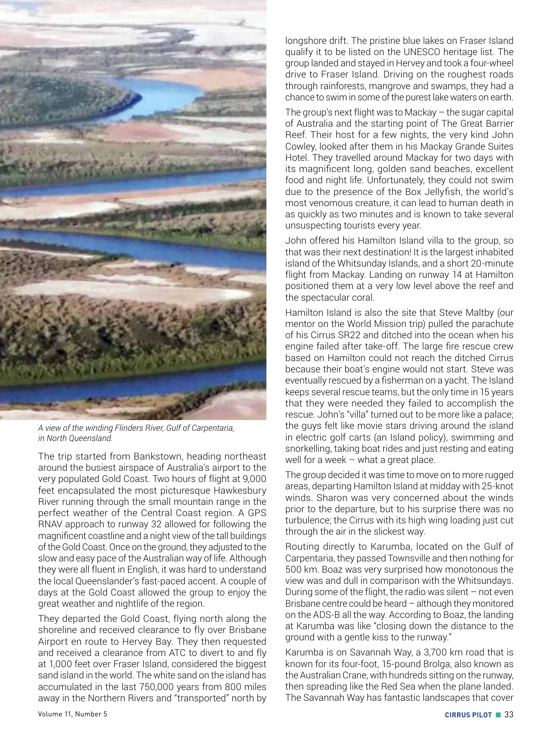*A view of the winding Flinders River, Gulf of Carpentaria, in North Queensland.*

The trip started from Bankstown, heading northeast around the busiest airspace of Australia's airport to the very populated Gold Coast. Two hours of flight at 9,000 feet encapsulated the most picturesque Hawkesbury River running through the small mountain range in the perfect weather of the Central Coast region. A GPS RNAV approach to runway 32 allowed for following the magnificent coastline and a night view of the tall buildings of the Gold Coast. Once on the ground, they adjusted to the slow and easy pace of the Australian way of life. Although they were all fluent in English, it was hard to understand the local Queenslander's fast-paced accent. A couple of days at the Gold Coast allowed the group to enjoy the great weather and nightlife of the region.

They departed the Gold Coast, flying north along the shoreline and received clearance to fly over Brisbane Airport en route to Hervey Bay. They then requested and received a clearance from ATC to divert to and fly at 1,000 feet over Fraser Island, considered the biggest sand island in the world. The white sand on the island has accumulated in the last 750,000 years from 800 miles away in the Northern Rivers and "transported" north by longshore drift. The pristine blue lakes on Fraser Island qualify it to be listed on the UNESCO heritage list. The group landed and stayed in Hervey and took a four-wheel drive to Fraser Island. Driving on the roughest roads through rainforests, mangrove and swamps, they had a chance to swim in some of the purest lake waters on earth.

The group's next flight was to Mackay – the sugar capital of Australia and the starting point of The Great Barrier Reef. Their host for a few nights, the very kind John Cowley, looked after them in his Mackay Grande Suites Hotel. They travelled around Mackay for two days with its magnificent long, golden sand beaches, excellent food and night life. Unfortunately, they could not swim due to the presence of the Box Jellyfish, the world's most venomous creature, it can lead to human death in as quickly as two minutes and is known to take several unsuspecting tourists every year.

John offered his Hamilton Island villa to the group, so that was their next destination! It is the largest inhabited island of the Whitsunday Islands, and a short 20-minute flight from Mackay. Landing on runway 14 at Hamilton positioned them at a very low level above the reef and the spectacular coral.

Hamilton Island is also the site that Steve Maltby (our mentor on the World Mission trip) pulled the parachute of his Cirrus SR22 and ditched into the ocean when his engine failed after take-off. The large fire rescue crew based on Hamilton could not reach the ditched Cirrus because their boat's engine would not start. Steve was eventually rescued by a fisherman on a yacht. The Island keeps several rescue teams, but the only time in 15 years that they were needed they failed to accomplish the rescue. John's "villa" turned out to be more like a palace; the guys felt like movie stars driving around the island in electric golf carts (an Island policy), swimming and snorkelling, taking boat rides and just resting and eating well for a week – what a great place.

The group decided it was time to move on to more rugged areas, departing Hamilton Island at midday with 25-knot winds. Sharon was very concerned about the winds prior to the departure, but to his surprise there was no turbulence; the Cirrus with its high wing loading just cut through the air in the slickest way.

Routing directly to Karumba, located on the Gulf of Carpentaria, they passed Townsville and then nothing for 500 km. Boaz was very surprised how monotonous the view was and dull in comparison with the Whitsundays. During some of the flight, the radio was silent – not even Brisbane centre could be heard – although they monitored on the ADS-B all the way. According to Boaz, the landing at Karumba was like "closing down the distance to the ground with a gentle kiss to the runway."

Karumba is on Savannah Way, a 3,700 km road that is known for its four-foot, 15-pound Brolga, also known as the Australian Crane, with hundreds sitting on the runway, then spreading like the Red Sea when the plane landed. The Savannah Way has fantastic landscapes that cover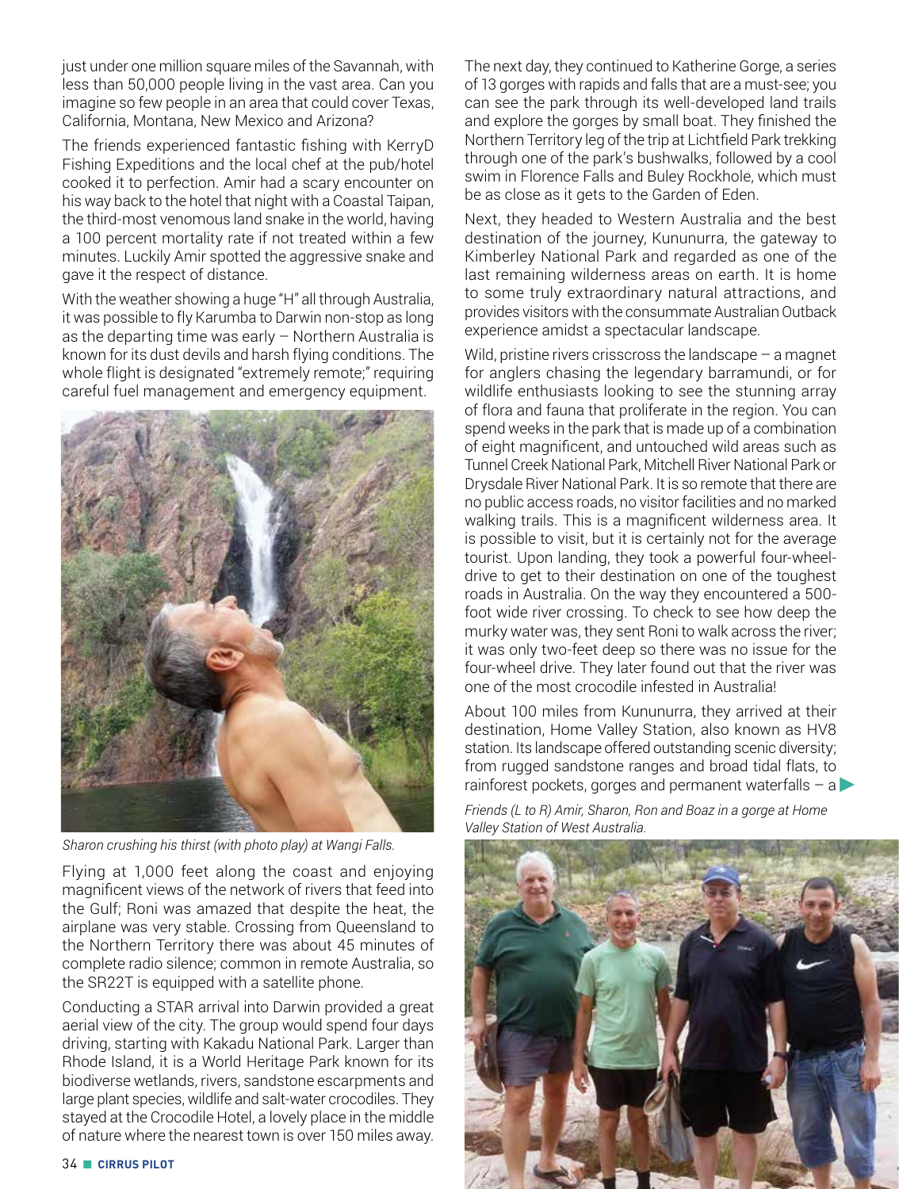just under one million square miles of the Savannah, with less than 50,000 people living in the vast area. Can you imagine so few people in an area that could cover Texas, California, Montana, New Mexico and Arizona?

The friends experienced fantastic fishing with KerryD Fishing Expeditions and the local chef at the pub/hotel cooked it to perfection. Amir had a scary encounter on his way back to the hotel that night with a Coastal Taipan, the third-most venomous land snake in the world, having a 100 percent mortality rate if not treated within a few minutes. Luckily Amir spotted the aggressive snake and gave it the respect of distance.

With the weather showing a huge "H" all through Australia, it was possible to fly Karumba to Darwin non-stop as long as the departing time was early – Northern Australia is known for its dust devils and harsh flying conditions. The whole flight is designated "extremely remote;" requiring careful fuel management and emergency equipment.

*Sharon crushing his thirst (with photo play) at Wangi Falls.*

Flying at 1,000 feet along the coast and enjoying magnificent views of the network of rivers that feed into the Gulf; Roni was amazed that despite the heat, the airplane was very stable. Crossing from Queensland to the Northern Territory there was about 45 minutes of complete radio silence; common in remote Australia, so the SR22T is equipped with a satellite phone.

Conducting a STAR arrival into Darwin provided a great aerial view of the city. The group would spend four days driving, starting with Kakadu National Park. Larger than Rhode Island, it is a World Heritage Park known for its biodiverse wetlands, rivers, sandstone escarpments and large plant species, wildlife and salt-water crocodiles. They stayed at the Crocodile Hotel, a lovely place in the middle of nature where the nearest town is over 150 miles away.

The next day, they continued to Katherine Gorge, a series of 13 gorges with rapids and falls that are a must-see; you can see the park through its well-developed land trails and explore the gorges by small boat. They finished the Northern Territory leg of the trip at Lichtfield Park trekking through one of the park's bushwalks, followed by a cool swim in Florence Falls and Buley Rockhole, which must be as close as it gets to the Garden of Eden.

Next, they headed to Western Australia and the best destination of the journey, Kununurra, the gateway to Kimberley National Park and regarded as one of the last remaining wilderness areas on earth. It is home to some truly extraordinary natural attractions, and provides visitors with the consummate Australian Outback experience amidst a spectacular landscape.

Wild, pristine rivers crisscross the landscape – a magnet for anglers chasing the legendary barramundi, or for wildlife enthusiasts looking to see the stunning array of flora and fauna that proliferate in the region. You can spend weeks in the park that is made up of a combination of eight magnificent, and untouched wild areas such as Tunnel Creek National Park, Mitchell River National Park or Drysdale River National Park. It is so remote that there are no public access roads, no visitor facilities and no marked walking trails. This is a magnificent wilderness area. It is possible to visit, but it is certainly not for the average tourist. Upon landing, they took a powerful four-wheel-drive to get to their destination on one of the toughest roads in Australia. On the way they encountered a 500-foot wide river crossing. To check to see how deep the murky water was, they sent Roni to walk across the river; it was only two-feet deep so there was no issue for the four-wheel drive. They later found out that the river was one of the most crocodile infested in Australia!

About 100 miles from Kununurra, they arrived at their destination, Home Valley Station, also known as HV8 station. Its landscape offered outstanding scenic diversity; from rugged sandstone ranges and broad tidal flats, to rainforest pockets, gorges and permanent waterfalls – a

*Friends (L to R) Amir, Sharon, Ron and Boaz in a gorge at Home Valley Station of West Australia.*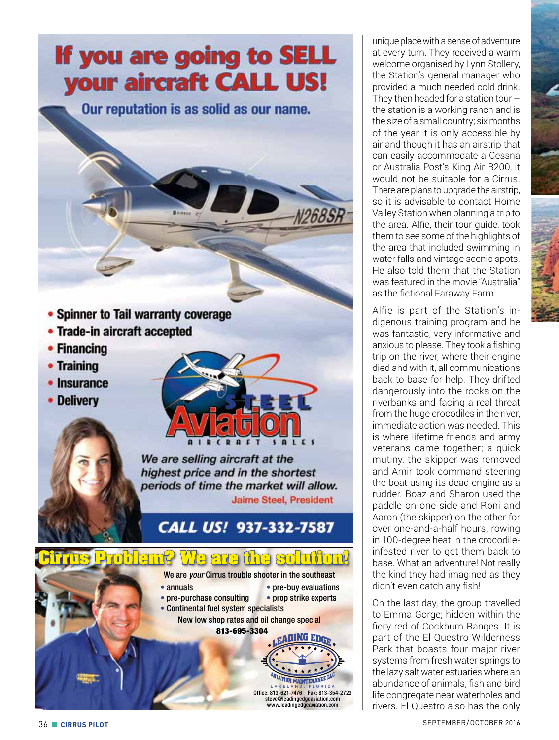# If you are going to SELL your aircraft CALL US!

Our reputation is as solid as our name.

- Spinner to Tail warranty coverage
- Trade-in aircraft accepted
- Financing
- Training
- Insurance
- Delivery

STEEL Aviation AIRCRAFT SALES

*We are selling aircraft at the highest price and in the shortest periods of time the market will allow.*

Jaime Steel, President

**CALL US! 937-332-7587**

# Cirrus Problem? We are the solution!

We are *your* Cirrus trouble shooter in the southeast

- annuals
- pre-buy evaluations
- pre-purchase consulting
- prop strike experts
- Continental fuel system specialists

New low shop rates and oil change special

**813-695-3304**

LEADING EDGE AVIATION MAINTENANCE LLC
LAKELAND, FLORIDA
Office: 813-621-7476 Fax: 813-354-2723
steve@leadingedgeaviation.com
www.leadingedgeaviation.com

unique place with a sense of adventure at every turn. They received a warm welcome organised by Lynn Stollery, the Station's general manager who provided a much needed cold drink. They then headed for a station tour – the station is a working ranch and is the size of a small country; six months of the year it is only accessible by air and though it has an airstrip that can easily accommodate a Cessna or Australia Post's King Air B200, it would not be suitable for a Cirrus. There are plans to upgrade the airstrip, so it is advisable to contact Home Valley Station when planning a trip to the area. Alfie, their tour guide, took them to see some of the highlights of the area that included swimming in water falls and vintage scenic spots. He also told them that the Station was featured in the movie "Australia" as the fictional Faraway Farm.

Alfie is part of the Station's indigenous training program and he was fantastic, very informative and anxious to please. They took a fishing trip on the river, where their engine died and with it, all communications back to base for help. They drifted dangerously into the rocks on the riverbanks and facing a real threat from the huge crocodiles in the river, immediate action was needed. This is where lifetime friends and army veterans came together; a quick mutiny, the skipper was removed and Amir took command steering the boat using its dead engine as a rudder. Boaz and Sharon used the paddle on one side and Roni and Aaron (the skipper) on the other for over one-and-a-half hours, rowing in 100-degree heat in the crocodile-infested river to get them back to base. What an adventure! Not really the kind they had imagined as they didn't even catch any fish!

On the last day, the group travelled to Emma Gorge; hidden within the fiery red of Cockburn Ranges. It is part of the El Questro Wilderness Park that boasts four major river systems from fresh water springs to the lazy salt water estuaries where an abundance of animals, fish and bird life congregate near waterholes and rivers. El Questro also has the only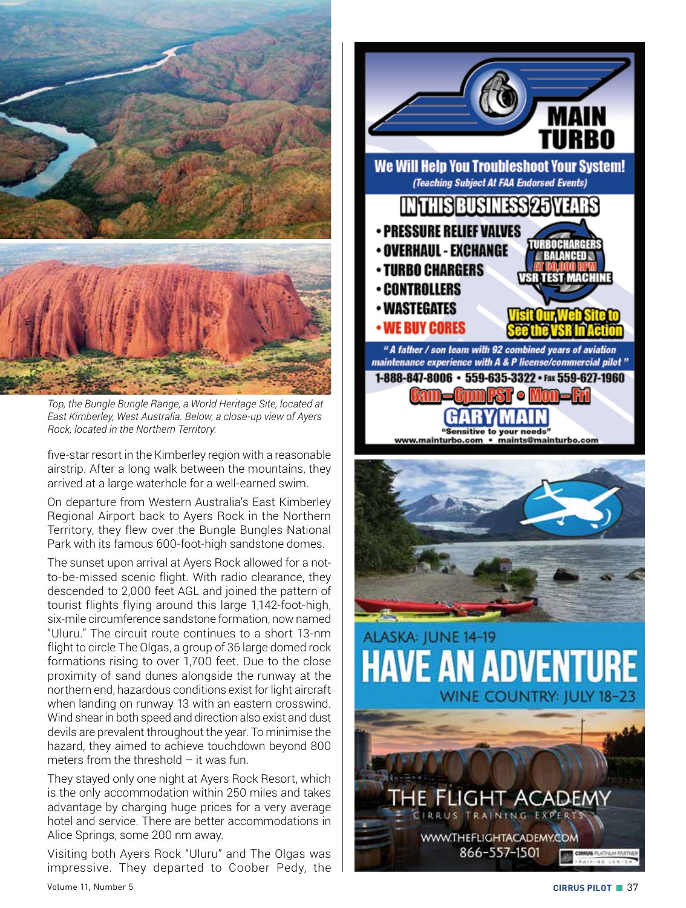*Top, the Bungle Bungle Range, a World Heritage Site, located at East Kimberley, West Australia. Below, a close-up view of Ayers Rock, located in the Northern Territory.*

five-star resort in the Kimberley region with a reasonable airstrip. After a long walk between the mountains, they arrived at a large waterhole for a well-earned swim.

On departure from Western Australia's East Kimberley Regional Airport back to Ayers Rock in the Northern Territory, they flew over the Bungle Bungles National Park with its famous 600-foot-high sandstone domes.

The sunset upon arrival at Ayers Rock allowed for a not-to-be-missed scenic flight. With radio clearance, they descended to 2,000 feet AGL and joined the pattern of tourist flights flying around this large 1,142-foot-high, six-mile circumference sandstone formation, now named "Uluru." The circuit route continues to a short 13-nm flight to circle The Olgas, a group of 36 large domed rock formations rising to over 1,700 feet. Due to the close proximity of sand dunes alongside the runway at the northern end, hazardous conditions exist for light aircraft when landing on runway 13 with an eastern crosswind. Wind shear in both speed and direction also exist and dust devils are prevalent throughout the year. To minimise the hazard, they aimed to achieve touchdown beyond 800 meters from the threshold – it was fun.

They stayed only one night at Ayers Rock Resort, which is the only accommodation within 250 miles and takes advantage by charging huge prices for a very average hotel and service. There are better accommodations in Alice Springs, some 200 nm away.

Visiting both Ayers Rock "Uluru" and The Olgas was impressive. They departed to Coober Pedy, the

**MAIN TURBO**

**We Will Help You Troubleshoot Your System!**
*(Teaching Subject At FAA Endorsed Events)*

**IN THIS BUSINESS 25 YEARS**

- **PRESSURE RELIEF VALVES**
- **OVERHAUL - EXCHANGE**
- **TURBO CHARGERS**
- **CONTROLLERS**
- **WASTEGATES**
- **WE BUY CORES**

**TURBOCHARGERS BALANCED AT 50,000 RPM VSR TEST MACHINE**

**Visit Our Web Site to See the VSR In Action**

*"A father / son team with 92 combined years of aviation maintenance experience with A & P license/commercial pilot"*

**1-888-847-8006 • 559-635-3322 • Fax 559-627-1960**

**6am – 6pm PST • Mon – Fri**

**GARY MAIN**
**"Sensitive to your needs"**
www.mainturbo.com • maints@mainturbo.com

ALASKA: JUNE 14-19

**HAVE AN ADVENTURE**

WINE COUNTRY: JULY 18-23

THE FLIGHT ACADEMY
CIRRUS TRAINING EXPERTS
WWW.THEFLIGHTACADEMY.COM
866-557-1501
CIRRUS PLATINUM PARTNER TRAINING CENTER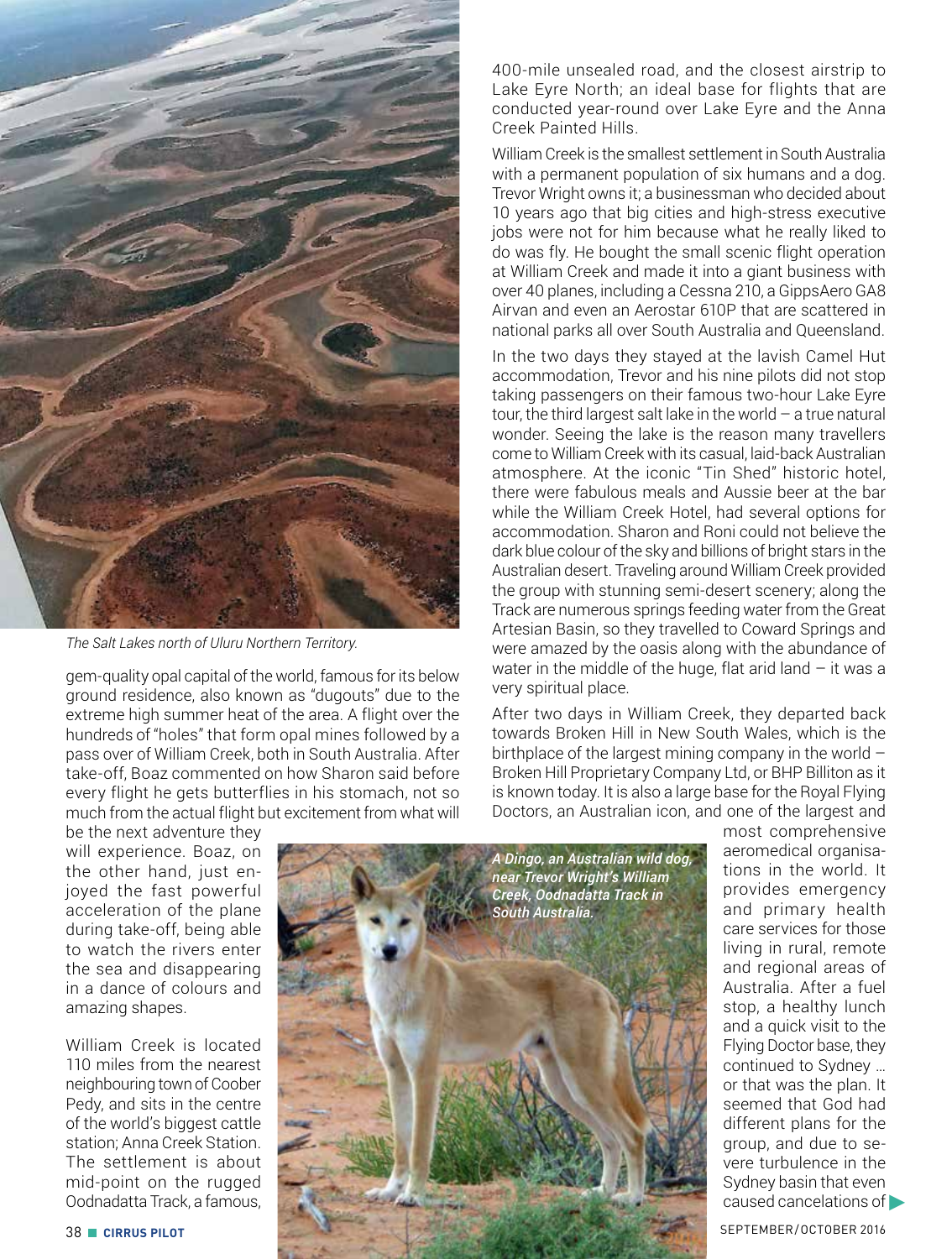*The Salt Lakes north of Uluru Northern Territory.*

gem-quality opal capital of the world, famous for its below ground residence, also known as "dugouts" due to the extreme high summer heat of the area. A flight over the hundreds of "holes" that form opal mines followed by a pass over of William Creek, both in South Australia. After take-off, Boaz commented on how Sharon said before every flight he gets butterflies in his stomach, not so much from the actual flight but excitement from what will be the next adventure they will experience. Boaz, on the other hand, just enjoyed the fast powerful acceleration of the plane during take-off, being able to watch the rivers enter the sea and disappearing in a dance of colours and amazing shapes.

William Creek is located 110 miles from the nearest neighbouring town of Coober Pedy, and sits in the centre of the world's biggest cattle station; Anna Creek Station. The settlement is about mid-point on the rugged Oodnadatta Track, a famous, 400-mile unsealed road, and the closest airstrip to Lake Eyre North; an ideal base for flights that are conducted year-round over Lake Eyre and the Anna Creek Painted Hills.

William Creek is the smallest settlement in South Australia with a permanent population of six humans and a dog. Trevor Wright owns it; a businessman who decided about 10 years ago that big cities and high-stress executive jobs were not for him because what he really liked to do was fly. He bought the small scenic flight operation at William Creek and made it into a giant business with over 40 planes, including a Cessna 210, a GippsAero GA8 Airvan and even an Aerostar 610P that are scattered in national parks all over South Australia and Queensland.

In the two days they stayed at the lavish Camel Hut accommodation, Trevor and his nine pilots did not stop taking passengers on their famous two-hour Lake Eyre tour, the third largest salt lake in the world – a true natural wonder. Seeing the lake is the reason many travellers come to William Creek with its casual, laid-back Australian atmosphere. At the iconic "Tin Shed" historic hotel, there were fabulous meals and Aussie beer at the bar while the William Creek Hotel, had several options for accommodation. Sharon and Roni could not believe the dark blue colour of the sky and billions of bright stars in the Australian desert. Traveling around William Creek provided the group with stunning semi-desert scenery; along the Track are numerous springs feeding water from the Great Artesian Basin, so they travelled to Coward Springs and were amazed by the oasis along with the abundance of water in the middle of the huge, flat arid land – it was a very spiritual place.

After two days in William Creek, they departed back towards Broken Hill in New South Wales, which is the birthplace of the largest mining company in the world – Broken Hill Proprietary Company Ltd, or BHP Billiton as it is known today. It is also a large base for the Royal Flying Doctors, an Australian icon, and one of the largest and most comprehensive aeromedical organisations in the world. It provides emergency and primary health care services for those living in rural, remote and regional areas of Australia. After a fuel stop, a healthy lunch and a quick visit to the Flying Doctor base, they continued to Sydney … or that was the plan. It seemed that God had different plans for the group, and due to severe turbulence in the Sydney basin that even caused cancelations of

***A Dingo, an Australian wild dog, near Trevor Wright's William Creek, Oodnadatta Track in South Australia.***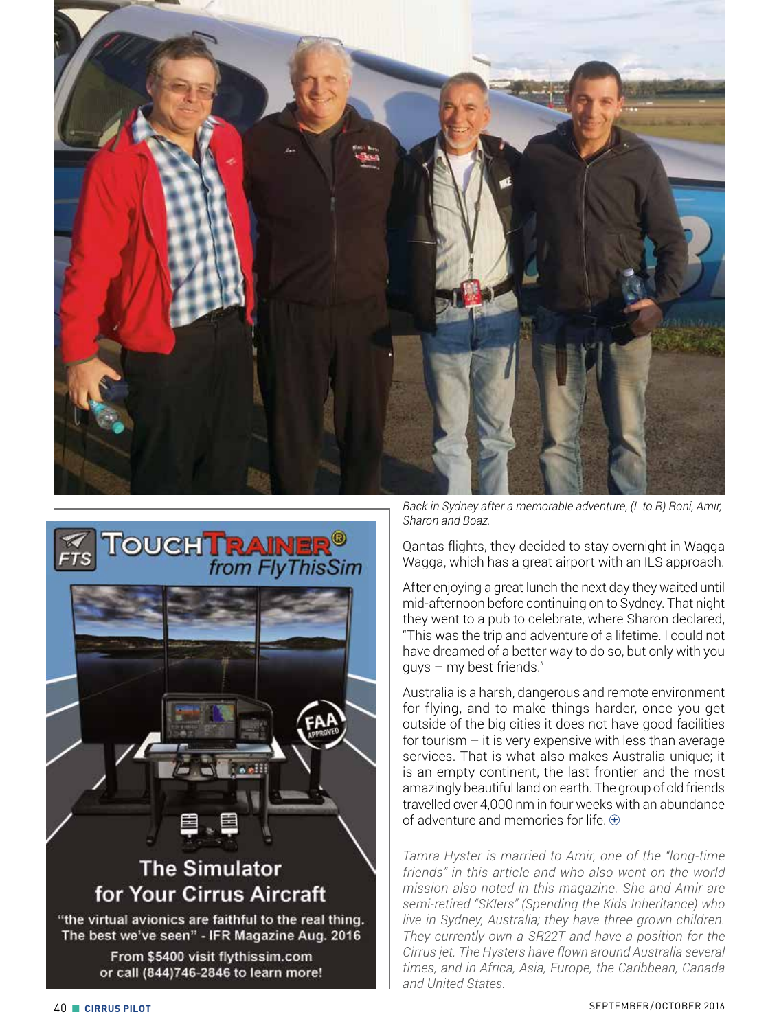*Back in Sydney after a memorable adventure, (L to R) Roni, Amir, Sharon and Boaz.*

**TouchTrainer® from FlyThisSim**

**The Simulator for Your Cirrus Aircraft**

"the virtual avionics are faithful to the real thing. The best we've seen" - IFR Magazine Aug. 2016

From $5400 visit flythissim.com or call (844)746-2846 to learn more!

Qantas flights, they decided to stay overnight in Wagga Wagga, which has a great airport with an ILS approach.

After enjoying a great lunch the next day they waited until mid-afternoon before continuing on to Sydney. That night they went to a pub to celebrate, where Sharon declared, "This was the trip and adventure of a lifetime. I could not have dreamed of a better way to do so, but only with you guys – my best friends."

Australia is a harsh, dangerous and remote environment for flying, and to make things harder, once you get outside of the big cities it does not have good facilities for tourism – it is very expensive with less than average services. That is what also makes Australia unique; it is an empty continent, the last frontier and the most amazingly beautiful land on earth. The group of old friends travelled over 4,000 nm in four weeks with an abundance of adventure and memories for life.

*Tamra Hyster is married to Amir, one of the "long-time friends" in this article and who also went on the world mission also noted in this magazine. She and Amir are semi-retired "SKIers" (Spending the Kids Inheritance) who live in Sydney, Australia; they have three grown children. They currently own a SR22T and have a position for the Cirrus jet. The Hysters have flown around Australia several times, and in Africa, Asia, Europe, the Caribbean, Canada and United States.*